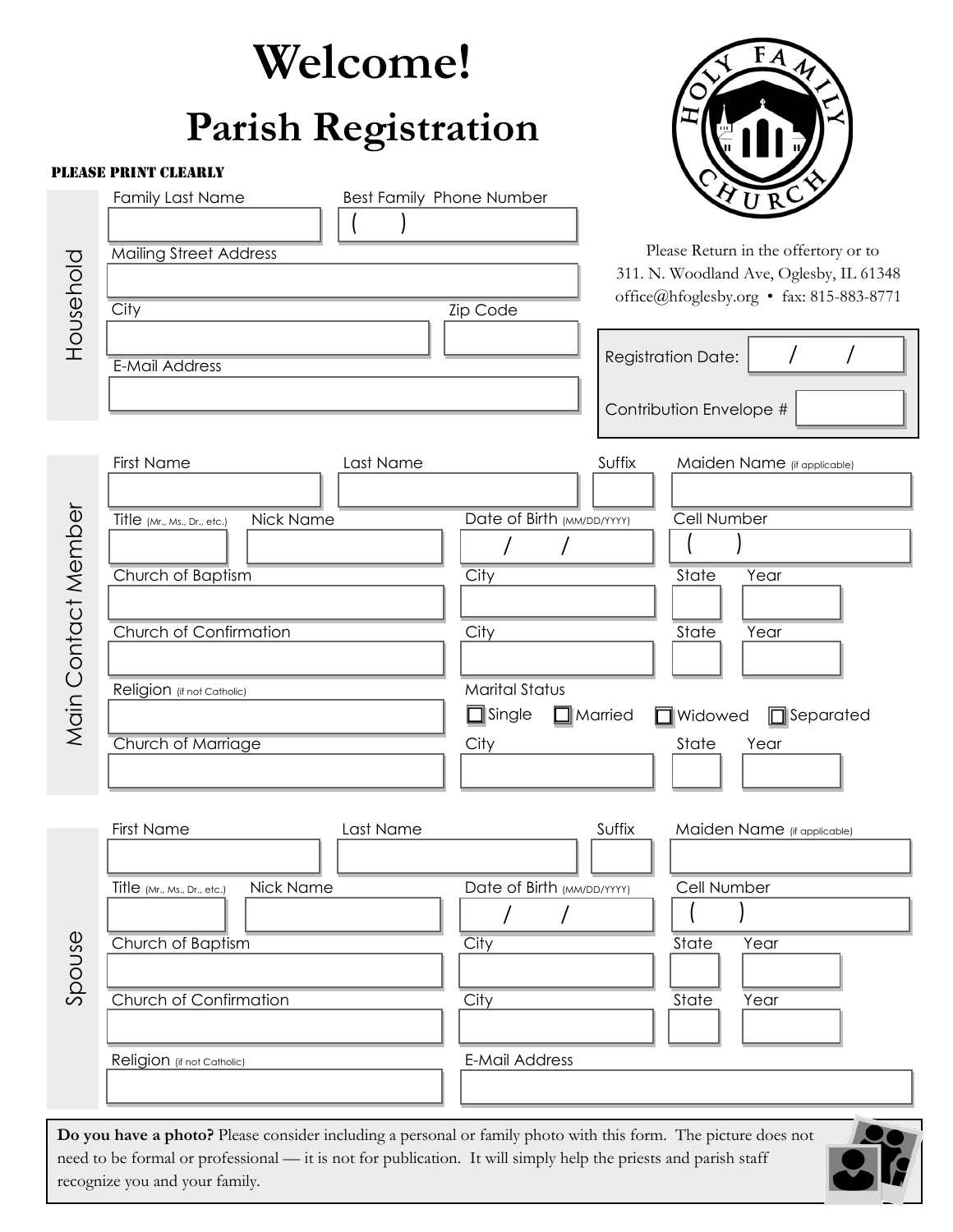# Welcome!

## Parish Registration

HOLY FAMILY CHURCH

PLEASE PRINT CLEARLY

Please Return in the offertory or to
311. N. Woodland Ave, Oglesby, IL 61348
office@hfoglesby.org • fax: 815-883-8771

### Household

Family Last Name: ____________________

Best Family Phone Number: (      ) ____________________

Mailing Street Address: ____________________

City: ____________________

Zip Code: ____________________

E-Mail Address: ____________________

Registration Date:      /      /

Contribution Envelope #: ____________________

### Main Contact Member

First Name: ____________________

Last Name: ____________________

Suffix: ____________________

Maiden Name (if applicable): ____________________

Title (Mr., Ms., Dr., etc.): ____________________

Nick Name: ____________________

Date of Birth (MM/DD/YYYY):      /      /

Cell Number: (      ) ____________________

Church of Baptism: ____________________ City: ____________________ State: ______ Year: ______

Church of Confirmation: ____________________ City: ____________________ State: ______ Year: ______

Religion (if not Catholic): ____________________

Marital Status: ☐ Single ☐ Married ☐ Widowed ☐ Separated

Church of Marriage: ____________________ City: ____________________ State: ______ Year: ______

### Spouse

First Name: ____________________

Last Name: ____________________

Suffix: ____________________

Maiden Name (if applicable): ____________________

Title (Mr., Ms., Dr., etc.): ____________________

Nick Name: ____________________

Date of Birth (MM/DD/YYYY):      /      /

Cell Number: (      ) ____________________

Church of Baptism: ____________________ City: ____________________ State: ______ Year: ______

Church of Confirmation: ____________________ City: ____________________ State: ______ Year: ______

Religion (if not Catholic): ____________________

E-Mail Address: ____________________

**Do you have a photo?** Please consider including a personal or family photo with this form. The picture does not need to be formal or professional — it is not for publication. It will simply help the priests and parish staff recognize you and your family.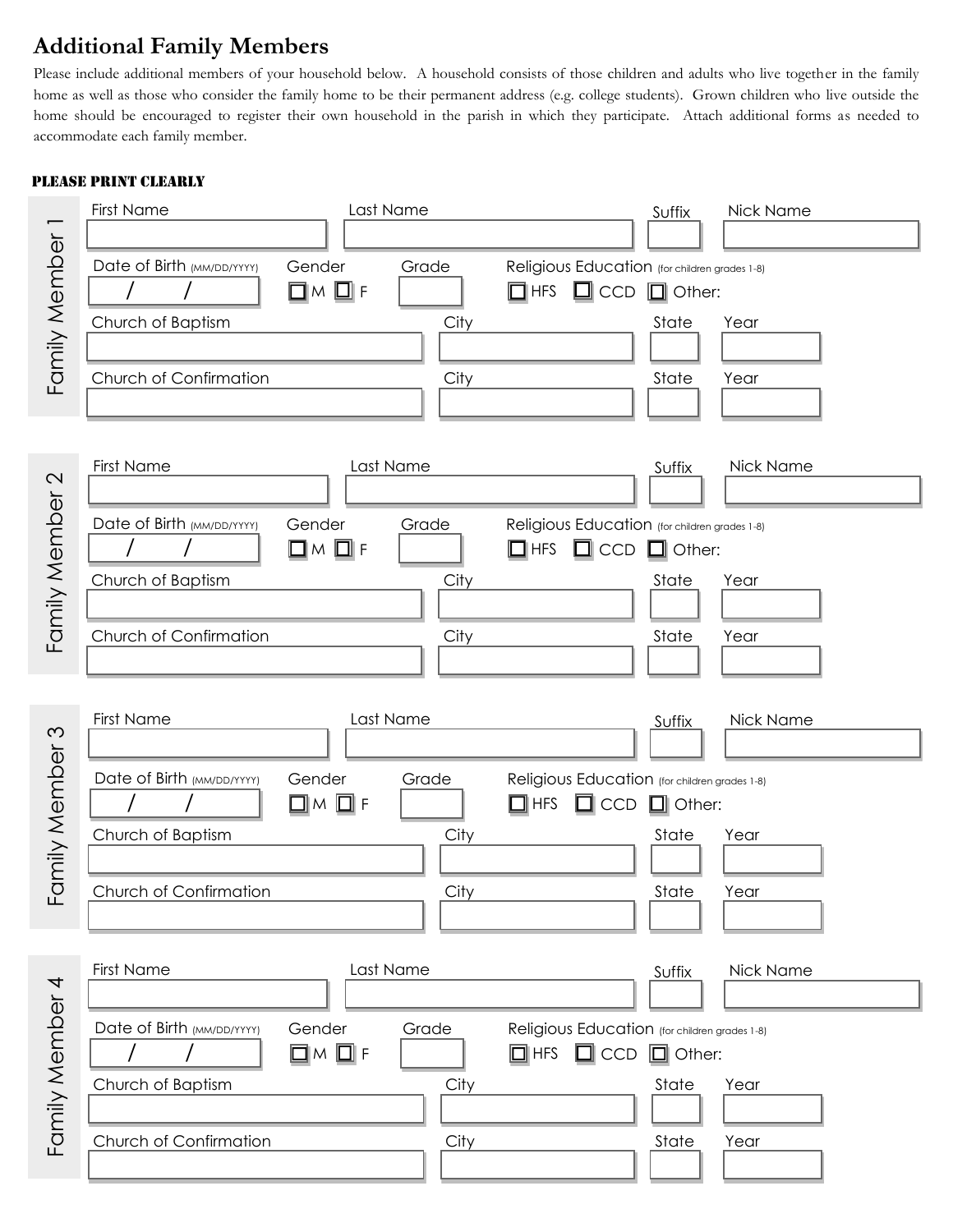# Additional Family Members

Please include additional members of your household below. A household consists of those children and adults who live together in the family home as well as those who consider the family home to be their permanent address (e.g. college students). Grown children who live outside the home should be encouraged to register their own household in the parish in which they participate. Attach additional forms as needed to accommodate each family member.

**PLEASE PRINT CLEARLY**

## Family Member 1

First Name ____ Last Name ____ Suffix ____ Nick Name ____

Date of Birth (MM/DD/YYYY) ___/___/___ Gender ☐ M ☐ F Grade ____ Religious Education (for children grades 1-8) ☐ HFS ☐ CCD ☐ Other:

Church of Baptism ____ City ____ State ____ Year ____

Church of Confirmation ____ City ____ State ____ Year ____

## Family Member 2

First Name ____ Last Name ____ Suffix ____ Nick Name ____

Date of Birth (MM/DD/YYYY) ___/___/___ Gender ☐ M ☐ F Grade ____ Religious Education (for children grades 1-8) ☐ HFS ☐ CCD ☐ Other:

Church of Baptism ____ City ____ State ____ Year ____

Church of Confirmation ____ City ____ State ____ Year ____

## Family Member 3

First Name ____ Last Name ____ Suffix ____ Nick Name ____

Date of Birth (MM/DD/YYYY) ___/___/___ Gender ☐ M ☐ F Grade ____ Religious Education (for children grades 1-8) ☐ HFS ☐ CCD ☐ Other:

Church of Baptism ____ City ____ State ____ Year ____

Church of Confirmation ____ City ____ State ____ Year ____

## Family Member 4

First Name ____ Last Name ____ Suffix ____ Nick Name ____

Date of Birth (MM/DD/YYYY) ___/___/___ Gender ☐ M ☐ F Grade ____ Religious Education (for children grades 1-8) ☐ HFS ☐ CCD ☐ Other:

Church of Baptism ____ City ____ State ____ Year ____

Church of Confirmation ____ City ____ State ____ Year ____